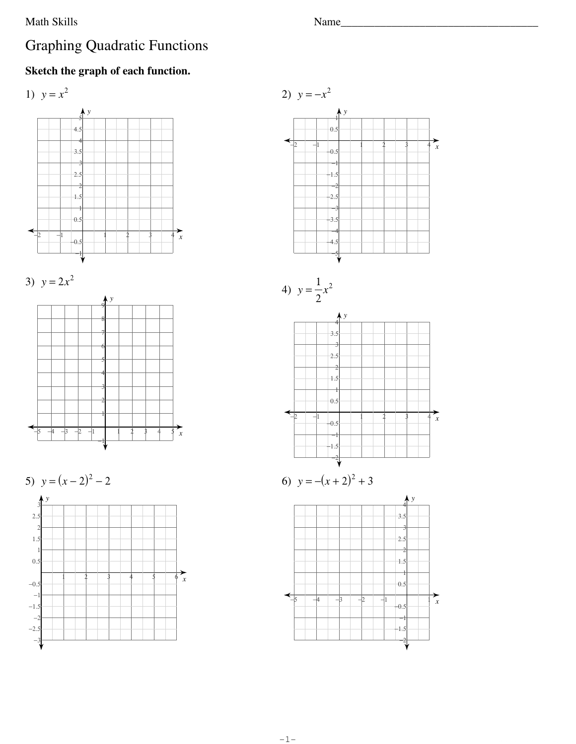Math Skills

Name_________________________________

# Graphing Quadratic Functions

**Sketch the graph of each function.**

1) $y = x^2$

2) $y = -x^2$

3) $y = 2x^2$

4) $y = \frac{1}{2}x^2$

5) $y = (x - 2)^2 - 2$

6) $y = -(x + 2)^2 + 3$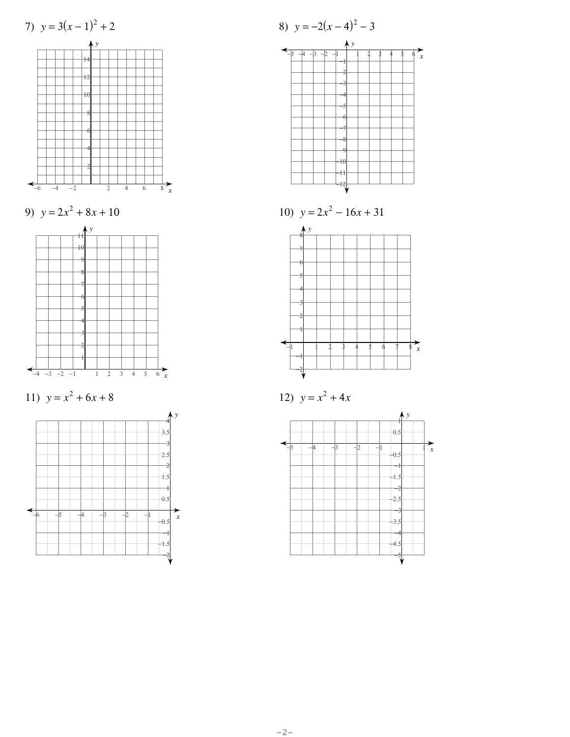7) $y = 3(x - 1)^2 + 2$

8) $y = -2(x - 4)^2 - 3$

9) $y = 2x^2 + 8x + 10$

10) $y = 2x^2 - 16x + 31$

11) $y = x^2 + 6x + 8$

12) $y = x^2 + 4x$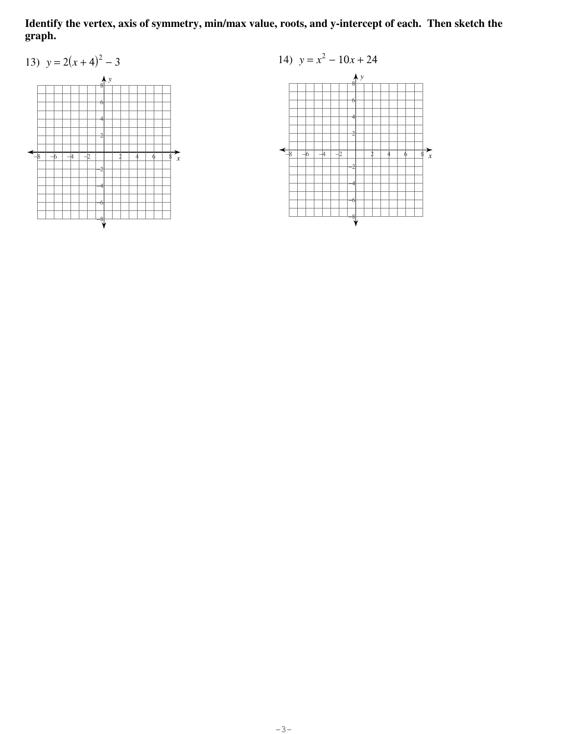**Identify the vertex, axis of symmetry, min/max value, roots, and y-intercept of each. Then sketch the graph.**

13) $y = 2(x + 4)^2 - 3$

y

8

6

4

2

−8 −6 −4 −2 2 4 6 8 x

−2

−4

−6

−8

14) $y = x^2 - 10x + 24$

y

8

6

4

2

−8 −6 −4 −2 2 4 6 8 x

−2

−4

−6

−8